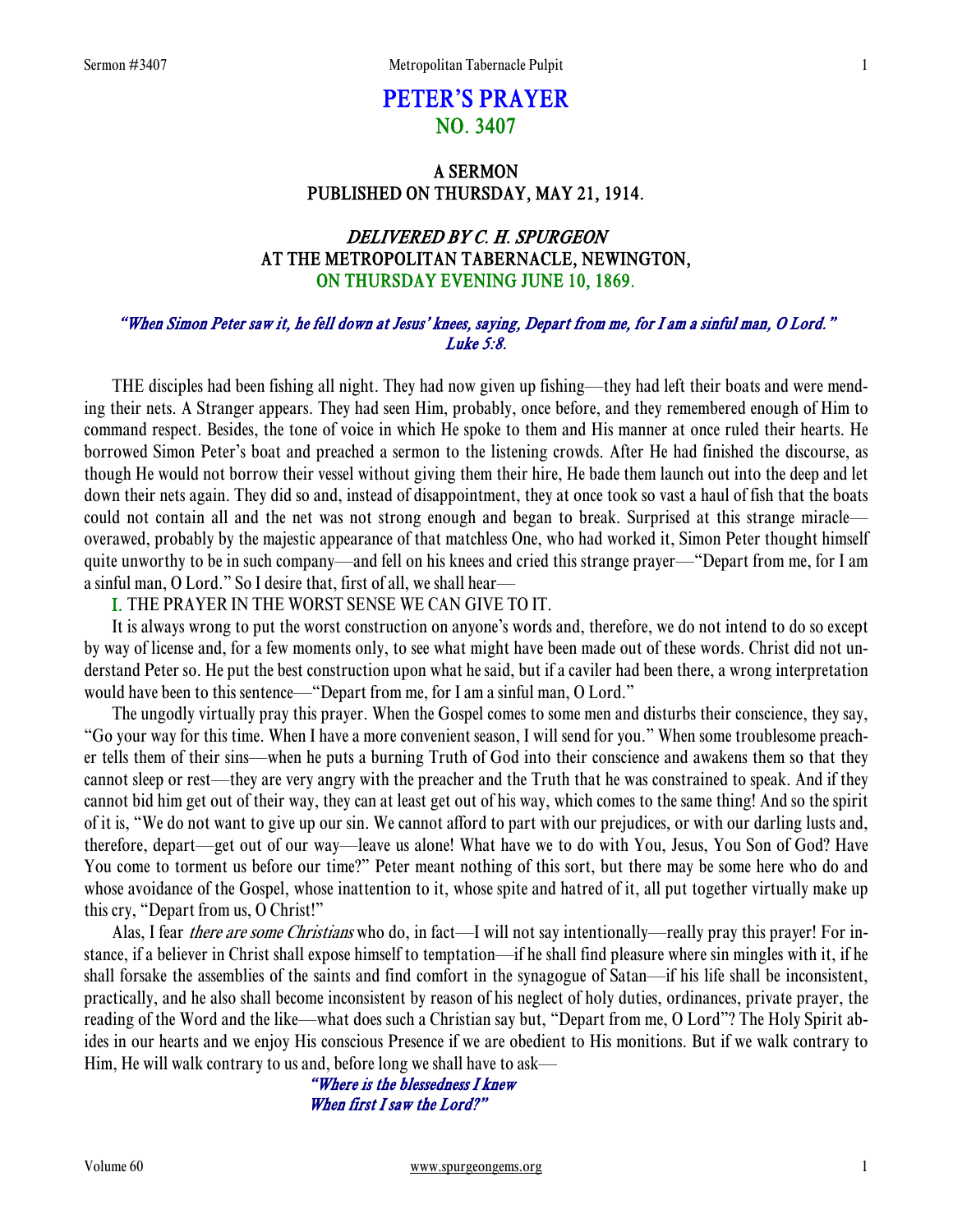# PETER'S PRAYER
## NO. 3407

### A SERMON
### PUBLISHED ON THURSDAY, MAY 21, 1914.

### *DELIVERED BY C. H. SPURGEON*
### AT THE METROPOLITAN TABERNACLE, NEWINGTON,
### ON THURSDAY EVENING JUNE 10, 1869.

*"When Simon Peter saw it, he fell down at Jesus' knees, saying, Depart from me, for I am a sinful man, O Lord." Luke 5:8.*

THE disciples had been fishing all night. They had now given up fishing—they had left their boats and were mending their nets. A Stranger appears. They had seen Him, probably, once before, and they remembered enough of Him to command respect. Besides, the tone of voice in which He spoke to them and His manner at once ruled their hearts. He borrowed Simon Peter's boat and preached a sermon to the listening crowds. After He had finished the discourse, as though He would not borrow their vessel without giving them their hire, He bade them launch out into the deep and let down their nets again. They did so and, instead of disappointment, they at once took so vast a haul of fish that the boats could not contain all and the net was not strong enough and began to break. Surprised at this strange miracle—overawed, probably by the majestic appearance of that matchless One, who had worked it, Simon Peter thought himself quite unworthy to be in such company—and fell on his knees and cried this strange prayer—"Depart from me, for I am a sinful man, O Lord." So I desire that, first of all, we shall hear—

I. THE PRAYER IN THE WORST SENSE WE CAN GIVE TO IT.

It is always wrong to put the worst construction on anyone's words and, therefore, we do not intend to do so except by way of license and, for a few moments only, to see what might have been made out of these words. Christ did not understand Peter so. He put the best construction upon what he said, but if a caviler had been there, a wrong interpretation would have been to this sentence—"Depart from me, for I am a sinful man, O Lord."

The ungodly virtually pray this prayer. When the Gospel comes to some men and disturbs their conscience, they say, "Go your way for this time. When I have a more convenient season, I will send for you." When some troublesome preacher tells them of their sins—when he puts a burning Truth of God into their conscience and awakens them so that they cannot sleep or rest—they are very angry with the preacher and the Truth that he was constrained to speak. And if they cannot bid him get out of their way, they can at least get out of his way, which comes to the same thing! And so the spirit of it is, "We do not want to give up our sin. We cannot afford to part with our prejudices, or with our darling lusts and, therefore, depart—get out of our way—leave us alone! What have we to do with You, Jesus, You Son of God? Have You come to torment us before our time?" Peter meant nothing of this sort, but there may be some here who do and whose avoidance of the Gospel, whose inattention to it, whose spite and hatred of it, all put together virtually make up this cry, "Depart from us, O Christ!"

Alas, I fear *there are some Christians* who do, in fact—I will not say intentionally—really pray this prayer! For instance, if a believer in Christ shall expose himself to temptation—if he shall find pleasure where sin mingles with it, if he shall forsake the assemblies of the saints and find comfort in the synagogue of Satan—if his life shall be inconsistent, practically, and he also shall become inconsistent by reason of his neglect of holy duties, ordinances, private prayer, the reading of the Word and the like—what does such a Christian say but, "Depart from me, O Lord"? The Holy Spirit abides in our hearts and we enjoy His conscious Presence if we are obedient to His monitions. But if we walk contrary to Him, He will walk contrary to us and, before long we shall have to ask—

*"Where is the blessedness I knew*
*When first I saw the Lord?"*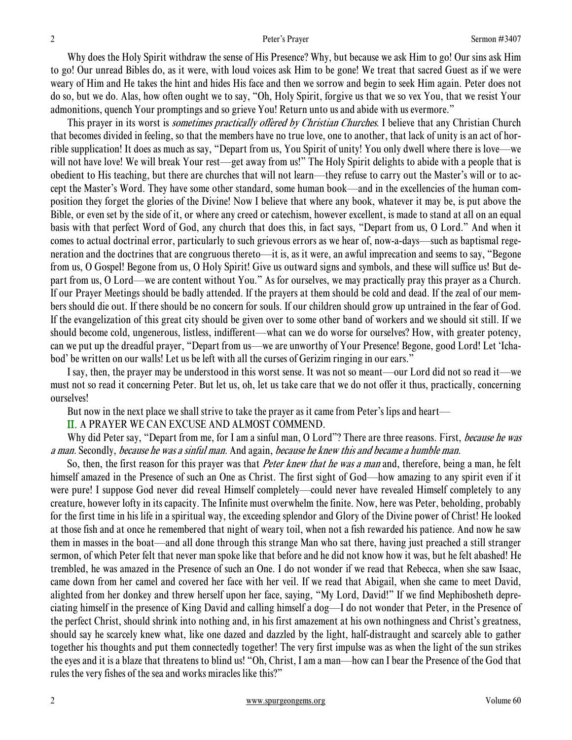Why does the Holy Spirit withdraw the sense of His Presence? Why, but because we ask Him to go! Our sins ask Him to go! Our unread Bibles do, as it were, with loud voices ask Him to be gone! We treat that sacred Guest as if we were weary of Him and He takes the hint and hides His face and then we sorrow and begin to seek Him again. Peter does not do so, but we do. Alas, how often ought we to say, "Oh, Holy Spirit, forgive us that we so vex You, that we resist Your admonitions, quench Your promptings and so grieve You! Return unto us and abide with us evermore."

This prayer in its worst is *sometimes practically offered by Christian Churches*. I believe that any Christian Church that becomes divided in feeling, so that the members have no true love, one to another, that lack of unity is an act of horrible supplication! It does as much as say, "Depart from us, You Spirit of unity! You only dwell where there is love—we will not have love! We will break Your rest—get away from us!" The Holy Spirit delights to abide with a people that is obedient to His teaching, but there are churches that will not learn—they refuse to carry out the Master's will or to accept the Master's Word. They have some other standard, some human book—and in the excellencies of the human composition they forget the glories of the Divine! Now I believe that where any book, whatever it may be, is put above the Bible, or even set by the side of it, or where any creed or catechism, however excellent, is made to stand at all on an equal basis with that perfect Word of God, any church that does this, in fact says, "Depart from us, O Lord." And when it comes to actual doctrinal error, particularly to such grievous errors as we hear of, now-a-days—such as baptismal regeneration and the doctrines that are congruous thereto—it is, as it were, an awful imprecation and seems to say, "Begone from us, O Gospel! Begone from us, O Holy Spirit! Give us outward signs and symbols, and these will suffice us! But depart from us, O Lord—we are content without You." As for ourselves, we may practically pray this prayer as a Church. If our Prayer Meetings should be badly attended. If the prayers at them should be cold and dead. If the zeal of our members should die out. If there should be no concern for souls. If our children should grow up untrained in the fear of God. If the evangelization of this great city should be given over to some other band of workers and we should sit still. If we should become cold, ungenerous, listless, indifferent—what can we do worse for ourselves? How, with greater potency, can we put up the dreadful prayer, "Depart from us—we are unworthy of Your Presence! Begone, good Lord! Let 'Ichabod' be written on our walls! Let us be left with all the curses of Gerizim ringing in our ears."

I say, then, the prayer may be understood in this worst sense. It was not so meant—our Lord did not so read it—we must not so read it concerning Peter. But let us, oh, let us take care that we do not offer it thus, practically, concerning ourselves!

But now in the next place we shall strive to take the prayer as it came from Peter's lips and heart—

II. A PRAYER WE CAN EXCUSE AND ALMOST COMMEND.

Why did Peter say, "Depart from me, for I am a sinful man, O Lord"? There are three reasons. First, *because he was a man*. Secondly, *because he was a sinful man*. And again, *because he knew this and became a humble man*.

So, then, the first reason for this prayer was that *Peter knew that he was a man* and, therefore, being a man, he felt himself amazed in the Presence of such an One as Christ. The first sight of God—how amazing to any spirit even if it were pure! I suppose God never did reveal Himself completely—could never have revealed Himself completely to any creature, however lofty in its capacity. The Infinite must overwhelm the finite. Now, here was Peter, beholding, probably for the first time in his life in a spiritual way, the exceeding splendor and Glory of the Divine power of Christ! He looked at those fish and at once he remembered that night of weary toil, when not a fish rewarded his patience. And now he saw them in masses in the boat—and all done through this strange Man who sat there, having just preached a still stranger sermon, of which Peter felt that never man spoke like that before and he did not know how it was, but he felt abashed! He trembled, he was amazed in the Presence of such an One. I do not wonder if we read that Rebecca, when she saw Isaac, came down from her camel and covered her face with her veil. If we read that Abigail, when she came to meet David, alighted from her donkey and threw herself upon her face, saying, "My Lord, David!" If we find Mephibosheth depreciating himself in the presence of King David and calling himself a dog—I do not wonder that Peter, in the Presence of the perfect Christ, should shrink into nothing and, in his first amazement at his own nothingness and Christ's greatness, should say he scarcely knew what, like one dazed and dazzled by the light, half-distraught and scarcely able to gather together his thoughts and put them connectedly together! The very first impulse was as when the light of the sun strikes the eyes and it is a blaze that threatens to blind us! "Oh, Christ, I am a man—how can I bear the Presence of the God that rules the very fishes of the sea and works miracles like this?"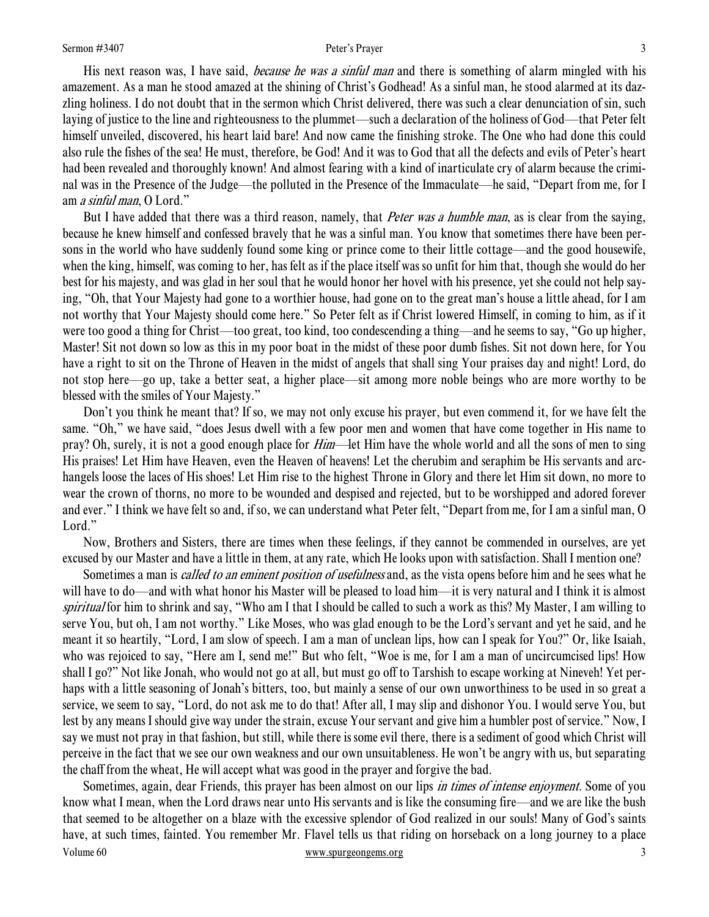His next reason was, I have said, *because he was a sinful man* and there is something of alarm mingled with his amazement. As a man he stood amazed at the shining of Christ's Godhead! As a sinful man, he stood alarmed at its dazzling holiness. I do not doubt that in the sermon which Christ delivered, there was such a clear denunciation of sin, such laying of justice to the line and righteousness to the plummet—such a declaration of the holiness of God—that Peter felt himself unveiled, discovered, his heart laid bare! And now came the finishing stroke. The One who had done this could also rule the fishes of the sea! He must, therefore, be God! And it was to God that all the defects and evils of Peter's heart had been revealed and thoroughly known! And almost fearing with a kind of inarticulate cry of alarm because the criminal was in the Presence of the Judge—the polluted in the Presence of the Immaculate—he said, "Depart from me, for I am *a sinful man*, O Lord."

But I have added that there was a third reason, namely, that *Peter was a humble man*, as is clear from the saying, because he knew himself and confessed bravely that he was a sinful man. You know that sometimes there have been persons in the world who have suddenly found some king or prince come to their little cottage—and the good housewife, when the king, himself, was coming to her, has felt as if the place itself was so unfit for him that, though she would do her best for his majesty, and was glad in her soul that he would honor her hovel with his presence, yet she could not help saying, "Oh, that Your Majesty had gone to a worthier house, had gone on to the great man's house a little ahead, for I am not worthy that Your Majesty should come here." So Peter felt as if Christ lowered Himself, in coming to him, as if it were too good a thing for Christ—too great, too kind, too condescending a thing—and he seems to say, "Go up higher, Master! Sit not down so low as this in my poor boat in the midst of these poor dumb fishes. Sit not down here, for You have a right to sit on the Throne of Heaven in the midst of angels that shall sing Your praises day and night! Lord, do not stop here—go up, take a better seat, a higher place—sit among more noble beings who are more worthy to be blessed with the smiles of Your Majesty."

Don't you think he meant that? If so, we may not only excuse his prayer, but even commend it, for we have felt the same. "Oh," we have said, "does Jesus dwell with a few poor men and women that have come together in His name to pray? Oh, surely, it is not a good enough place for *Him*—let Him have the whole world and all the sons of men to sing His praises! Let Him have Heaven, even the Heaven of heavens! Let the cherubim and seraphim be His servants and archangels loose the laces of His shoes! Let Him rise to the highest Throne in Glory and there let Him sit down, no more to wear the crown of thorns, no more to be wounded and despised and rejected, but to be worshipped and adored forever and ever." I think we have felt so and, if so, we can understand what Peter felt, "Depart from me, for I am a sinful man, O Lord."

Now, Brothers and Sisters, there are times when these feelings, if they cannot be commended in ourselves, are yet excused by our Master and have a little in them, at any rate, which He looks upon with satisfaction. Shall I mention one?

Sometimes a man is *called to an eminent position of usefulness* and, as the vista opens before him and he sees what he will have to do—and with what honor his Master will be pleased to load him—it is very natural and I think it is almost *spiritual* for him to shrink and say, "Who am I that I should be called to such a work as this? My Master, I am willing to serve You, but oh, I am not worthy." Like Moses, who was glad enough to be the Lord's servant and yet he said, and he meant it so heartily, "Lord, I am slow of speech. I am a man of unclean lips, how can I speak for You?" Or, like Isaiah, who was rejoiced to say, "Here am I, send me!" But who felt, "Woe is me, for I am a man of uncircumcised lips! How shall I go?" Not like Jonah, who would not go at all, but must go off to Tarshish to escape working at Nineveh! Yet perhaps with a little seasoning of Jonah's bitters, too, but mainly a sense of our own unworthiness to be used in so great a service, we seem to say, "Lord, do not ask me to do that! After all, I may slip and dishonor You. I would serve You, but lest by any means I should give way under the strain, excuse Your servant and give him a humbler post of service." Now, I say we must not pray in that fashion, but still, while there is some evil there, there is a sediment of good which Christ will perceive in the fact that we see our own weakness and our own unsuitableness. He won't be angry with us, but separating the chaff from the wheat, He will accept what was good in the prayer and forgive the bad.

Sometimes, again, dear Friends, this prayer has been almost on our lips *in times of intense enjoyment*. Some of you know what I mean, when the Lord draws near unto His servants and is like the consuming fire—and we are like the bush that seemed to be altogether on a blaze with the excessive splendor of God realized in our souls! Many of God's saints have, at such times, fainted. You remember Mr. Flavel tells us that riding on horseback on a long journey to a place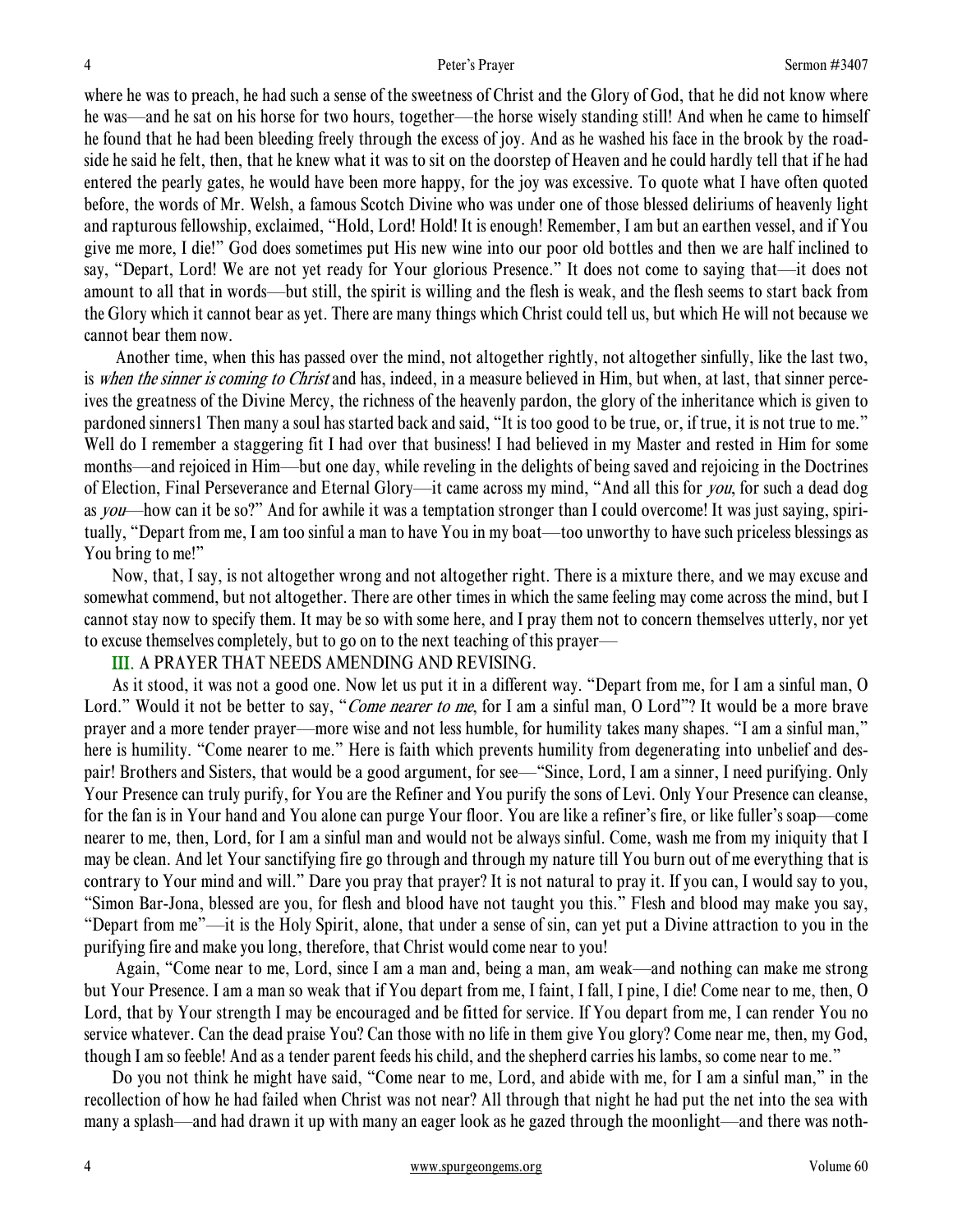where he was to preach, he had such a sense of the sweetness of Christ and the Glory of God, that he did not know where he was—and he sat on his horse for two hours, together—the horse wisely standing still! And when he came to himself he found that he had been bleeding freely through the excess of joy. And as he washed his face in the brook by the roadside he said he felt, then, that he knew what it was to sit on the doorstep of Heaven and he could hardly tell that if he had entered the pearly gates, he would have been more happy, for the joy was excessive. To quote what I have often quoted before, the words of Mr. Welsh, a famous Scotch Divine who was under one of those blessed deliriums of heavenly light and rapturous fellowship, exclaimed, "Hold, Lord! Hold! It is enough! Remember, I am but an earthen vessel, and if You give me more, I die!" God does sometimes put His new wine into our poor old bottles and then we are half inclined to say, "Depart, Lord! We are not yet ready for Your glorious Presence." It does not come to saying that—it does not amount to all that in words—but still, the spirit is willing and the flesh is weak, and the flesh seems to start back from the Glory which it cannot bear as yet. There are many things which Christ could tell us, but which He will not because we cannot bear them now.

Another time, when this has passed over the mind, not altogether rightly, not altogether sinfully, like the last two, is *when the sinner is coming to Christ* and has, indeed, in a measure believed in Him, but when, at last, that sinner perceives the greatness of the Divine Mercy, the richness of the heavenly pardon, the glory of the inheritance which is given to pardoned sinners1 Then many a soul has started back and said, "It is too good to be true, or, if true, it is not true to me." Well do I remember a staggering fit I had over that business! I had believed in my Master and rested in Him for some months—and rejoiced in Him—but one day, while reveling in the delights of being saved and rejoicing in the Doctrines of Election, Final Perseverance and Eternal Glory—it came across my mind, "And all this for *you*, for such a dead dog as *you*—how can it be so?" And for awhile it was a temptation stronger than I could overcome! It was just saying, spiritually, "Depart from me, I am too sinful a man to have You in my boat—too unworthy to have such priceless blessings as You bring to me!"

Now, that, I say, is not altogether wrong and not altogether right. There is a mixture there, and we may excuse and somewhat commend, but not altogether. There are other times in which the same feeling may come across the mind, but I cannot stay now to specify them. It may be so with some here, and I pray them not to concern themselves utterly, nor yet to excuse themselves completely, but to go on to the next teaching of this prayer—

III. A PRAYER THAT NEEDS AMENDING AND REVISING.

As it stood, it was not a good one. Now let us put it in a different way. "Depart from me, for I am a sinful man, O Lord." Would it not be better to say, "*Come nearer to me*, for I am a sinful man, O Lord"? It would be a more brave prayer and a more tender prayer—more wise and not less humble, for humility takes many shapes. "I am a sinful man," here is humility. "Come nearer to me." Here is faith which prevents humility from degenerating into unbelief and despair! Brothers and Sisters, that would be a good argument, for see—"Since, Lord, I am a sinner, I need purifying. Only Your Presence can truly purify, for You are the Refiner and You purify the sons of Levi. Only Your Presence can cleanse, for the fan is in Your hand and You alone can purge Your floor. You are like a refiner's fire, or like fuller's soap—come nearer to me, then, Lord, for I am a sinful man and would not be always sinful. Come, wash me from my iniquity that I may be clean. And let Your sanctifying fire go through and through my nature till You burn out of me everything that is contrary to Your mind and will." Dare you pray that prayer? It is not natural to pray it. If you can, I would say to you, "Simon Bar-Jona, blessed are you, for flesh and blood have not taught you this." Flesh and blood may make you say, "Depart from me"—it is the Holy Spirit, alone, that under a sense of sin, can yet put a Divine attraction to you in the purifying fire and make you long, therefore, that Christ would come near to you!

Again, "Come near to me, Lord, since I am a man and, being a man, am weak—and nothing can make me strong but Your Presence. I am a man so weak that if You depart from me, I faint, I fall, I pine, I die! Come near to me, then, O Lord, that by Your strength I may be encouraged and be fitted for service. If You depart from me, I can render You no service whatever. Can the dead praise You? Can those with no life in them give You glory? Come near me, then, my God, though I am so feeble! And as a tender parent feeds his child, and the shepherd carries his lambs, so come near to me."

Do you not think he might have said, "Come near to me, Lord, and abide with me, for I am a sinful man," in the recollection of how he had failed when Christ was not near? All through that night he had put the net into the sea with many a splash—and had drawn it up with many an eager look as he gazed through the moonlight—and there was noth-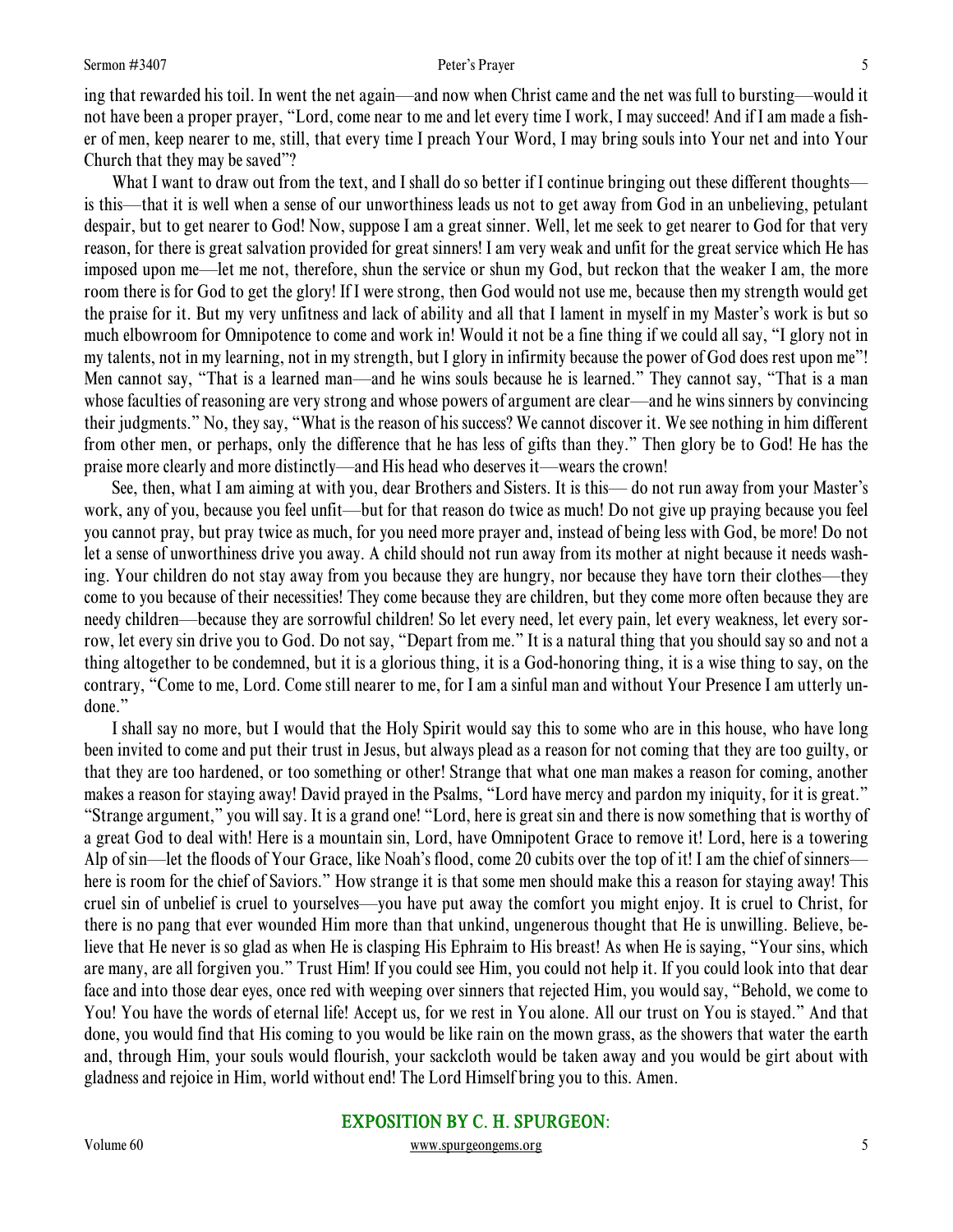ing that rewarded his toil. In went the net again—and now when Christ came and the net was full to bursting—would it not have been a proper prayer, "Lord, come near to me and let every time I work, I may succeed! And if I am made a fisher of men, keep nearer to me, still, that every time I preach Your Word, I may bring souls into Your net and into Your Church that they may be saved"?

What I want to draw out from the text, and I shall do so better if I continue bringing out these different thoughts—is this—that it is well when a sense of our unworthiness leads us not to get away from God in an unbelieving, petulant despair, but to get nearer to God! Now, suppose I am a great sinner. Well, let me seek to get nearer to God for that very reason, for there is great salvation provided for great sinners! I am very weak and unfit for the great service which He has imposed upon me—let me not, therefore, shun the service or shun my God, but reckon that the weaker I am, the more room there is for God to get the glory! If I were strong, then God would not use me, because then my strength would get the praise for it. But my very unfitness and lack of ability and all that I lament in myself in my Master's work is but so much elbowroom for Omnipotence to come and work in! Would it not be a fine thing if we could all say, "I glory not in my talents, not in my learning, not in my strength, but I glory in infirmity because the power of God does rest upon me"! Men cannot say, "That is a learned man—and he wins souls because he is learned." They cannot say, "That is a man whose faculties of reasoning are very strong and whose powers of argument are clear—and he wins sinners by convincing their judgments." No, they say, "What is the reason of his success? We cannot discover it. We see nothing in him different from other men, or perhaps, only the difference that he has less of gifts than they." Then glory be to God! He has the praise more clearly and more distinctly—and His head who deserves it—wears the crown!

See, then, what I am aiming at with you, dear Brothers and Sisters. It is this— do not run away from your Master's work, any of you, because you feel unfit—but for that reason do twice as much! Do not give up praying because you feel you cannot pray, but pray twice as much, for you need more prayer and, instead of being less with God, be more! Do not let a sense of unworthiness drive you away. A child should not run away from its mother at night because it needs washing. Your children do not stay away from you because they are hungry, nor because they have torn their clothes—they come to you because of their necessities! They come because they are children, but they come more often because they are needy children—because they are sorrowful children! So let every need, let every pain, let every weakness, let every sorrow, let every sin drive you to God. Do not say, "Depart from me." It is a natural thing that you should say so and not a thing altogether to be condemned, but it is a glorious thing, it is a God-honoring thing, it is a wise thing to say, on the contrary, "Come to me, Lord. Come still nearer to me, for I am a sinful man and without Your Presence I am utterly undone."

I shall say no more, but I would that the Holy Spirit would say this to some who are in this house, who have long been invited to come and put their trust in Jesus, but always plead as a reason for not coming that they are too guilty, or that they are too hardened, or too something or other! Strange that what one man makes a reason for coming, another makes a reason for staying away! David prayed in the Psalms, "Lord have mercy and pardon my iniquity, for it is great." "Strange argument," you will say. It is a grand one! "Lord, here is great sin and there is now something that is worthy of a great God to deal with! Here is a mountain sin, Lord, have Omnipotent Grace to remove it! Lord, here is a towering Alp of sin—let the floods of Your Grace, like Noah's flood, come 20 cubits over the top of it! I am the chief of sinners—here is room for the chief of Saviors." How strange it is that some men should make this a reason for staying away! This cruel sin of unbelief is cruel to yourselves—you have put away the comfort you might enjoy. It is cruel to Christ, for there is no pang that ever wounded Him more than that unkind, ungenerous thought that He is unwilling. Believe, believe that He never is so glad as when He is clasping His Ephraim to His breast! As when He is saying, "Your sins, which are many, are all forgiven you." Trust Him! If you could see Him, you could not help it. If you could look into that dear face and into those dear eyes, once red with weeping over sinners that rejected Him, you would say, "Behold, we come to You! You have the words of eternal life! Accept us, for we rest in You alone. All our trust on You is stayed." And that done, you would find that His coming to you would be like rain on the mown grass, as the showers that water the earth and, through Him, your souls would flourish, your sackcloth would be taken away and you would be girt about with gladness and rejoice in Him, world without end! The Lord Himself bring you to this. Amen.

## EXPOSITION BY C. H. SPURGEON: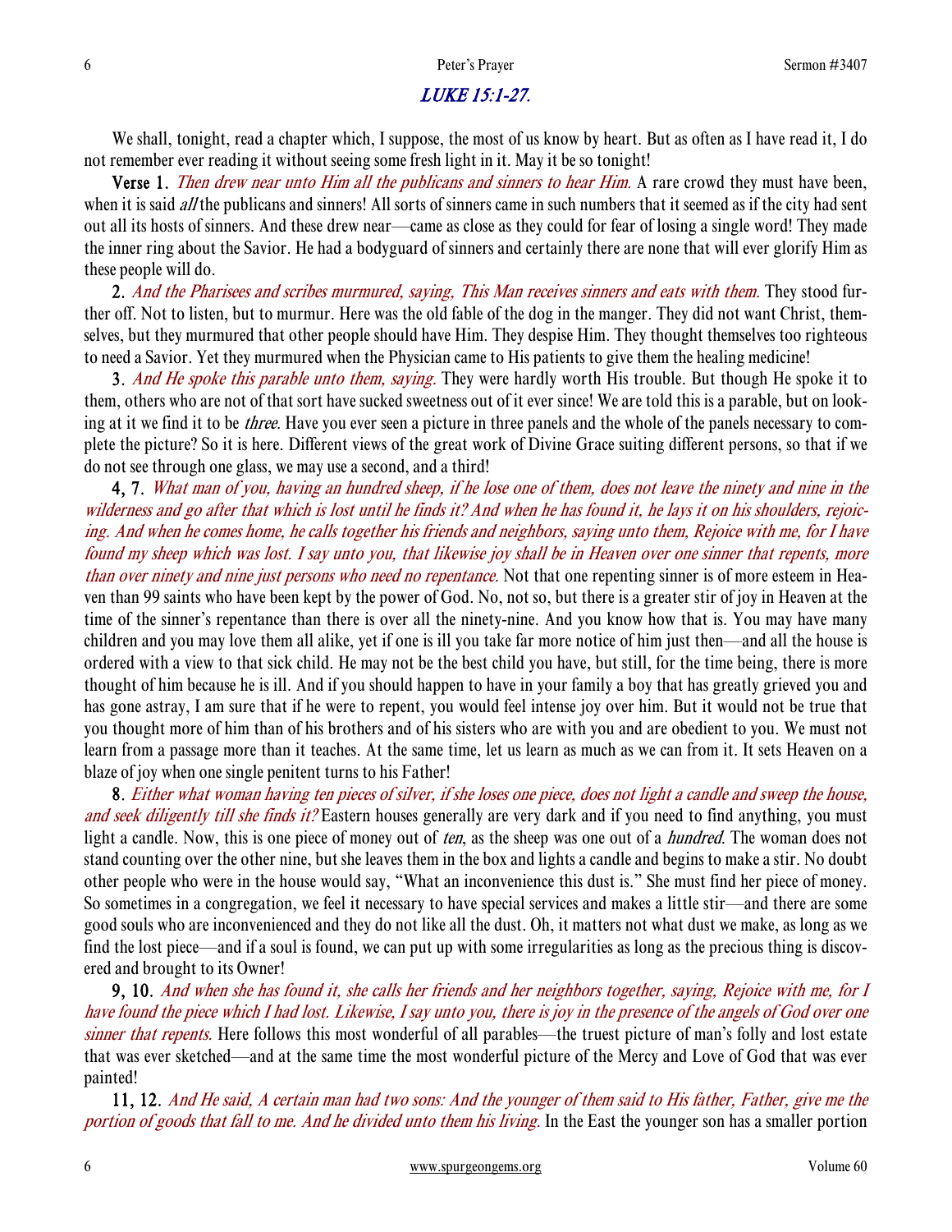## *LUKE 15:1-27.*

We shall, tonight, read a chapter which, I suppose, the most of us know by heart. But as often as I have read it, I do not remember ever reading it without seeing some fresh light in it. May it be so tonight!

**Verse 1.** *Then drew near unto Him all the publicans and sinners to hear Him.* A rare crowd they must have been, when it is said *all* the publicans and sinners! All sorts of sinners came in such numbers that it seemed as if the city had sent out all its hosts of sinners. And these drew near—came as close as they could for fear of losing a single word! They made the inner ring about the Savior. He had a bodyguard of sinners and certainly there are none that will ever glorify Him as these people will do.

**2.** *And the Pharisees and scribes murmured, saying, This Man receives sinners and eats with them.* They stood further off. Not to listen, but to murmur. Here was the old fable of the dog in the manger. They did not want Christ, themselves, but they murmured that other people should have Him. They despise Him. They thought themselves too righteous to need a Savior. Yet they murmured when the Physician came to His patients to give them the healing medicine!

**3.** *And He spoke this parable unto them, saying.* They were hardly worth His trouble. But though He spoke it to them, others who are not of that sort have sucked sweetness out of it ever since! We are told this is a parable, but on looking at it we find it to be *three*. Have you ever seen a picture in three panels and the whole of the panels necessary to complete the picture? So it is here. Different views of the great work of Divine Grace suiting different persons, so that if we do not see through one glass, we may use a second, and a third!

**4, 7.** *What man of you, having an hundred sheep, if he lose one of them, does not leave the ninety and nine in the wilderness and go after that which is lost until he finds it? And when he has found it, he lays it on his shoulders, rejoicing. And when he comes home, he calls together his friends and neighbors, saying unto them, Rejoice with me, for I have found my sheep which was lost. I say unto you, that likewise joy shall be in Heaven over one sinner that repents, more than over ninety and nine just persons who need no repentance.* Not that one repenting sinner is of more esteem in Heaven than 99 saints who have been kept by the power of God. No, not so, but there is a greater stir of joy in Heaven at the time of the sinner's repentance than there is over all the ninety-nine. And you know how that is. You may have many children and you may love them all alike, yet if one is ill you take far more notice of him just then—and all the house is ordered with a view to that sick child. He may not be the best child you have, but still, for the time being, there is more thought of him because he is ill. And if you should happen to have in your family a boy that has greatly grieved you and has gone astray, I am sure that if he were to repent, you would feel intense joy over him. But it would not be true that you thought more of him than of his brothers and of his sisters who are with you and are obedient to you. We must not learn from a passage more than it teaches. At the same time, let us learn as much as we can from it. It sets Heaven on a blaze of joy when one single penitent turns to his Father!

**8.** *Either what woman having ten pieces of silver, if she loses one piece, does not light a candle and sweep the house, and seek diligently till she finds it?* Eastern houses generally are very dark and if you need to find anything, you must light a candle. Now, this is one piece of money out of *ten*, as the sheep was one out of a *hundred*. The woman does not stand counting over the other nine, but she leaves them in the box and lights a candle and begins to make a stir. No doubt other people who were in the house would say, "What an inconvenience this dust is." She must find her piece of money. So sometimes in a congregation, we feel it necessary to have special services and makes a little stir—and there are some good souls who are inconvenienced and they do not like all the dust. Oh, it matters not what dust we make, as long as we find the lost piece—and if a soul is found, we can put up with some irregularities as long as the precious thing is discovered and brought to its Owner!

**9, 10.** *And when she has found it, she calls her friends and her neighbors together, saying, Rejoice with me, for I have found the piece which I had lost. Likewise, I say unto you, there is joy in the presence of the angels of God over one sinner that repents.* Here follows this most wonderful of all parables—the truest picture of man's folly and lost estate that was ever sketched—and at the same time the most wonderful picture of the Mercy and Love of God that was ever painted!

**11, 12.** *And He said, A certain man had two sons: And the younger of them said to His father, Father, give me the portion of goods that fall to me. And he divided unto them his living.* In the East the younger son has a smaller portion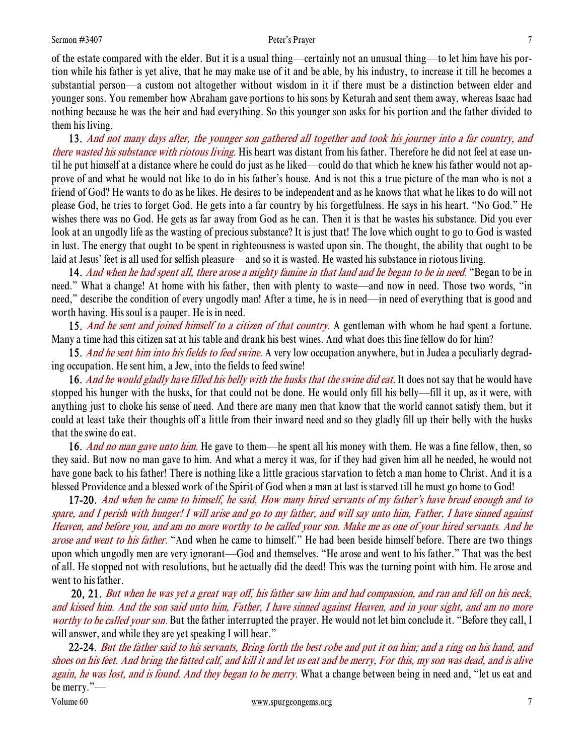of the estate compared with the elder. But it is a usual thing—certainly not an unusual thing—to let him have his portion while his father is yet alive, that he may make use of it and be able, by his industry, to increase it till he becomes a substantial person—a custom not altogether without wisdom in it if there must be a distinction between elder and younger sons. You remember how Abraham gave portions to his sons by Keturah and sent them away, whereas Isaac had nothing because he was the heir and had everything. So this younger son asks for his portion and the father divided to them his living.

**13.** *And not many days after, the younger son gathered all together and took his journey into a far country, and there wasted his substance with riotous living.* His heart was distant from his father. Therefore he did not feel at ease until he put himself at a distance where he could do just as he liked—could do that which he knew his father would not approve of and what he would not like to do in his father's house. And is not this a true picture of the man who is not a friend of God? He wants to do as he likes. He desires to be independent and as he knows that what he likes to do will not please God, he tries to forget God. He gets into a far country by his forgetfulness. He says in his heart. "No God." He wishes there was no God. He gets as far away from God as he can. Then it is that he wastes his substance. Did you ever look at an ungodly life as the wasting of precious substance? It is just that! The love which ought to go to God is wasted in lust. The energy that ought to be spent in righteousness is wasted upon sin. The thought, the ability that ought to be laid at Jesus' feet is all used for selfish pleasure—and so it is wasted. He wasted his substance in riotous living.

**14.** *And when he had spent all, there arose a mighty famine in that land and he began to be in need.* "Began to be in need." What a change! At home with his father, then with plenty to waste—and now in need. Those two words, "in need," describe the condition of every ungodly man! After a time, he is in need—in need of everything that is good and worth having. His soul is a pauper. He is in need.

**15.** *And he sent and joined himself to a citizen of that country.* A gentleman with whom he had spent a fortune. Many a time had this citizen sat at his table and drank his best wines. And what does this fine fellow do for him?

**15.** *And he sent him into his fields to feed swine.* A very low occupation anywhere, but in Judea a peculiarly degrading occupation. He sent him, a Jew, into the fields to feed swine!

**16.** *And he would gladly have filled his belly with the husks that the swine did eat.* It does not say that he would have stopped his hunger with the husks, for that could not be done. He would only fill his belly—fill it up, as it were, with anything just to choke his sense of need. And there are many men that know that the world cannot satisfy them, but it could at least take their thoughts off a little from their inward need and so they gladly fill up their belly with the husks that the swine do eat.

**16.** *And no man gave unto him.* He gave to them—he spent all his money with them. He was a fine fellow, then, so they said. But now no man gave to him. And what a mercy it was, for if they had given him all he needed, he would not have gone back to his father! There is nothing like a little gracious starvation to fetch a man home to Christ. And it is a blessed Providence and a blessed work of the Spirit of God when a man at last is starved till he must go home to God!

**17-20.** *And when he came to himself, he said, How many hired servants of my father's have bread enough and to spare, and I perish with hunger! I will arise and go to my father, and will say unto him, Father, I have sinned against Heaven, and before you, and am no more worthy to be called your son. Make me as one of your hired servants. And he arose and went to his father.* "And when he came to himself." He had been beside himself before. There are two things upon which ungodly men are very ignorant—God and themselves. "He arose and went to his father." That was the best of all. He stopped not with resolutions, but he actually did the deed! This was the turning point with him. He arose and went to his father.

**20, 21.** *But when he was yet a great way off, his father saw him and had compassion, and ran and fell on his neck, and kissed him. And the son said unto him, Father, I have sinned against Heaven, and in your sight, and am no more worthy to be called your son.* But the father interrupted the prayer. He would not let him conclude it. "Before they call, I will answer, and while they are yet speaking I will hear."

**22-24.** *But the father said to his servants, Bring forth the best robe and put it on him; and a ring on his hand, and shoes on his feet. And bring the fatted calf, and kill it and let us eat and be merry, For this, my son was dead, and is alive again, he was lost, and is found. And they began to be merry.* What a change between being in need and, "let us eat and be merry."—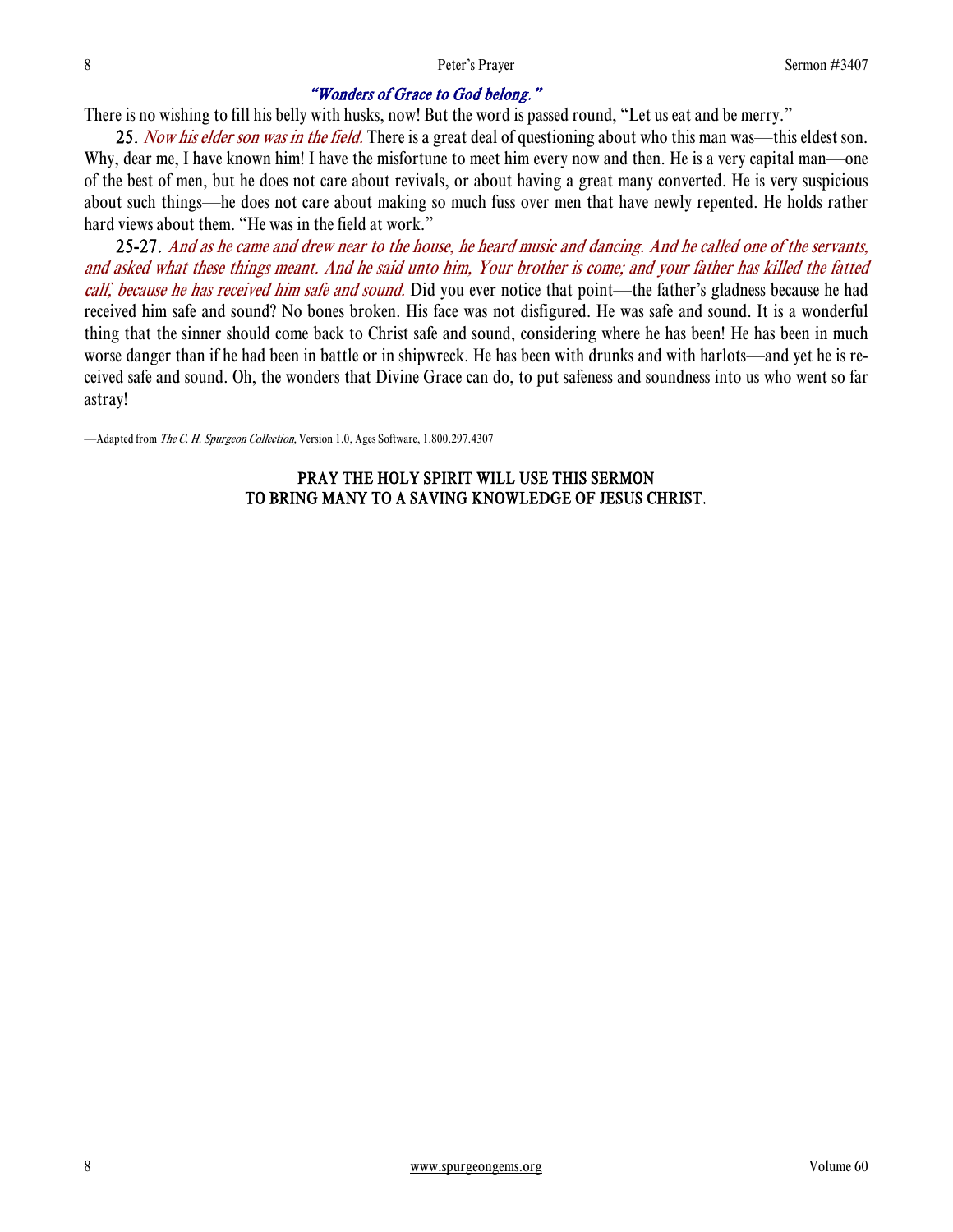*"Wonders of Grace to God belong."*

There is no wishing to fill his belly with husks, now! But the word is passed round, "Let us eat and be merry."

**25.** *Now his elder son was in the field.* There is a great deal of questioning about who this man was—this eldest son. Why, dear me, I have known him! I have the misfortune to meet him every now and then. He is a very capital man—one of the best of men, but he does not care about revivals, or about having a great many converted. He is very suspicious about such things—he does not care about making so much fuss over men that have newly repented. He holds rather hard views about them. "He was in the field at work."

**25-27.** *And as he came and drew near to the house, he heard music and dancing. And he called one of the servants, and asked what these things meant. And he said unto him, Your brother is come; and your father has killed the fatted calf, because he has received him safe and sound.* Did you ever notice that point—the father's gladness because he had received him safe and sound? No bones broken. His face was not disfigured. He was safe and sound. It is a wonderful thing that the sinner should come back to Christ safe and sound, considering where he has been! He has been in much worse danger than if he had been in battle or in shipwreck. He has been with drunks and with harlots—and yet he is received safe and sound. Oh, the wonders that Divine Grace can do, to put safeness and soundness into us who went so far astray!

—Adapted from *The C. H. Spurgeon Collection,* Version 1.0, Ages Software, 1.800.297.4307

**PRAY THE HOLY SPIRIT WILL USE THIS SERMON TO BRING MANY TO A SAVING KNOWLEDGE OF JESUS CHRIST.**